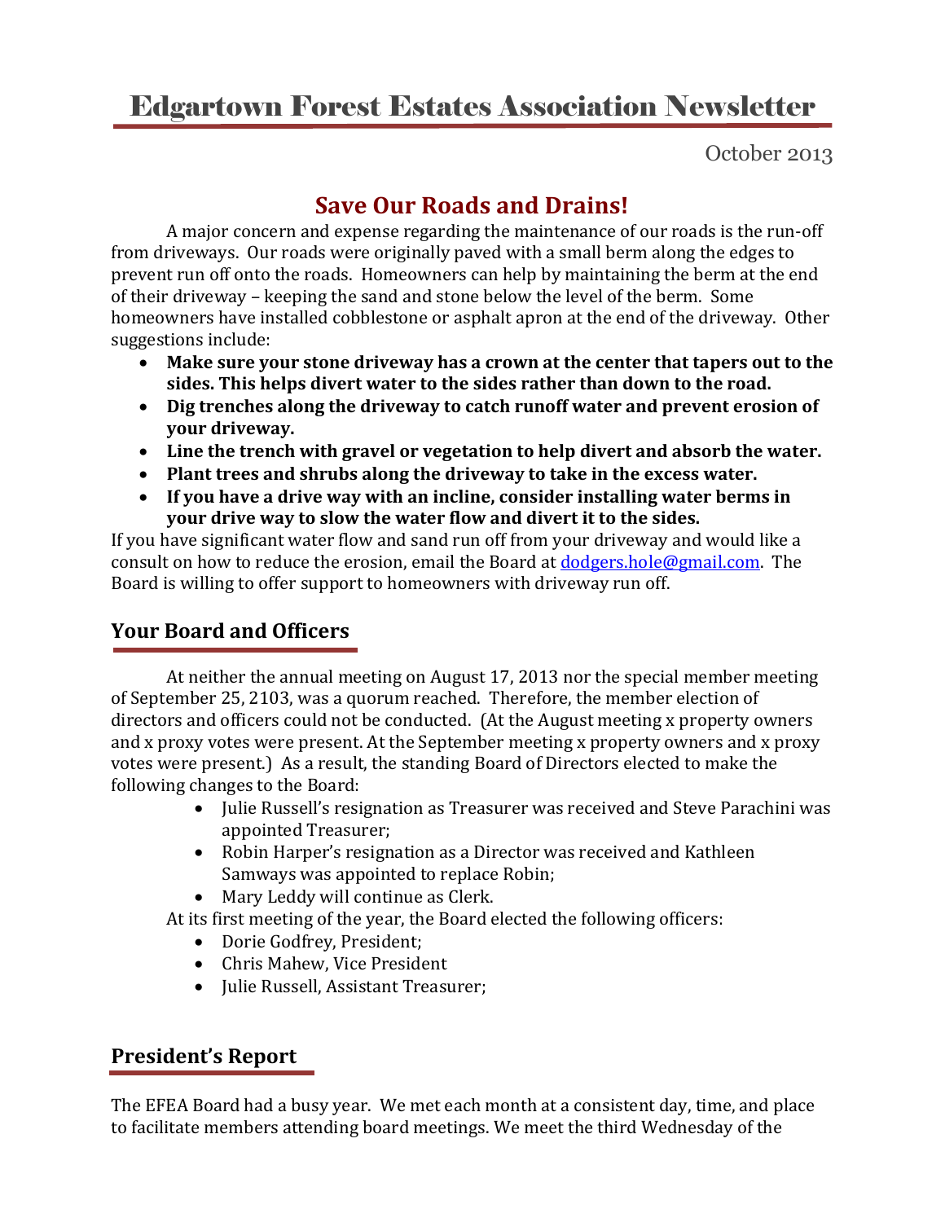# Edgartown Forest Estates Association Newsletter

October 2013

## Save Our Roads and Drains!

A major concern and expense regarding the maintenance of our roads is the run-off from driveways. Our roads were originally paved with a small berm along the edges to prevent run off onto the roads. Homeowners can help by maintaining the berm at the end of their driveway – keeping the sand and stone below the level of the berm. Some homeowners have installed cobblestone or asphalt apron at the end of the driveway. Other suggestions include:

- **Make sure your stone driveway has a crown at the center that tapers out to the sides. This helps divert water to the sides rather than down to the road.**
- **Dig trenches along the driveway to catch runoff water and prevent erosion of your driveway.**
- **Line the trench with gravel or vegetation to help divert and absorb the water.**
- **Plant trees and shrubs along the driveway to take in the excess water.**
- **If you have a drive way with an incline, consider installing water berms in your drive way to slow the water flow and divert it to the sides.**

If you have significant water flow and sand run off from your driveway and would like a consult on how to reduce the erosion, email the Board at dodgers.hole@gmail.com. The Board is willing to offer support to homeowners with driveway run off.

## Your Board and Officers

At neither the annual meeting on August 17, 2013 nor the special member meeting of September 25, 2103, was a quorum reached. Therefore, the member election of directors and officers could not be conducted. (At the August meeting x property owners and x proxy votes were present. At the September meeting x property owners and x proxy votes were present.) As a result, the standing Board of Directors elected to make the following changes to the Board:

- Julie Russell's resignation as Treasurer was received and Steve Parachini was appointed Treasurer;
- Robin Harper's resignation as a Director was received and Kathleen Samways was appointed to replace Robin;
- Mary Leddy will continue as Clerk.

At its first meeting of the year, the Board elected the following officers:

- Dorie Godfrey, President;
- Chris Mahew, Vice President
- Julie Russell, Assistant Treasurer;

## President's Report

The EFEA Board had a busy year. We met each month at a consistent day, time, and place to facilitate members attending board meetings. We meet the third Wednesday of the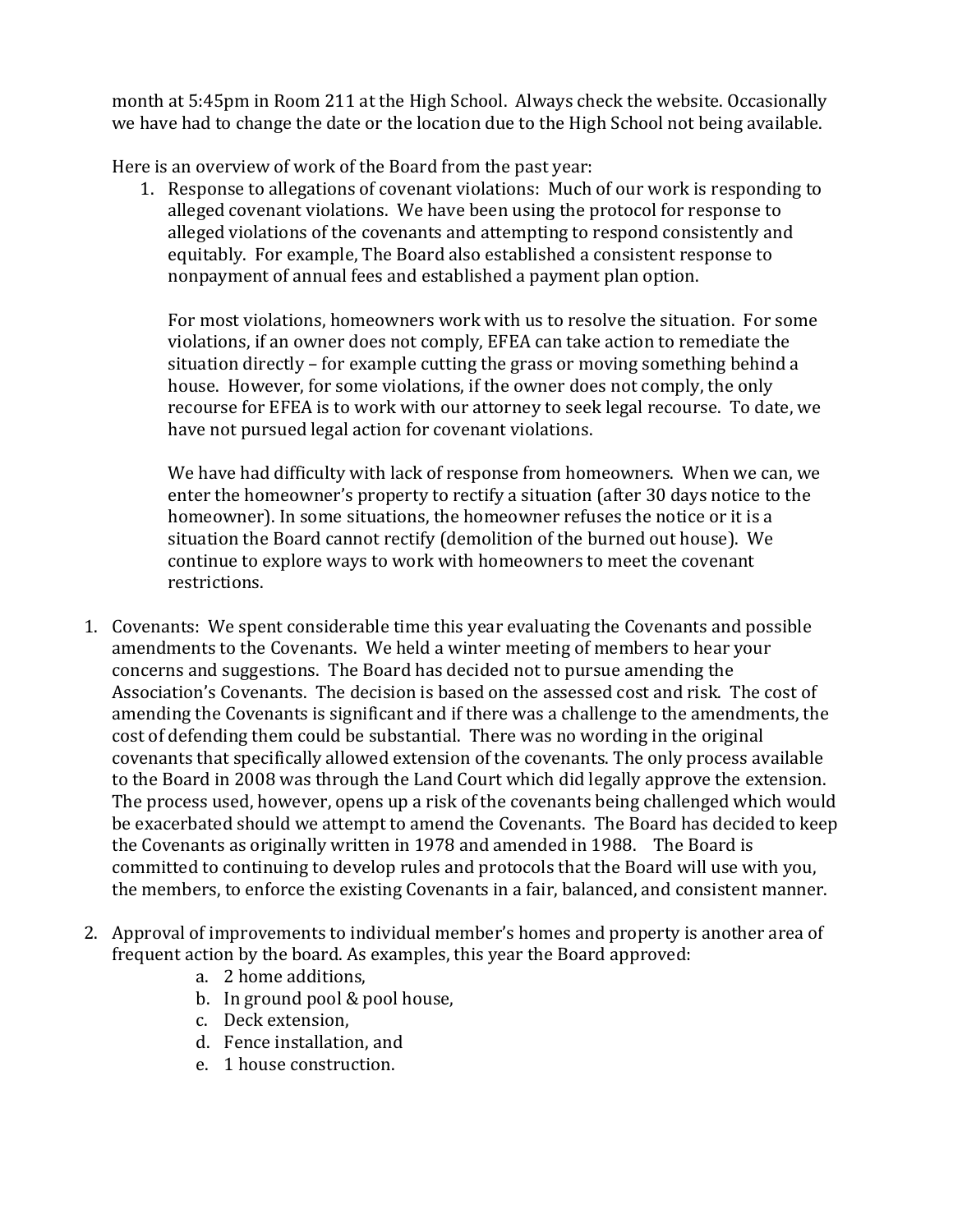month at 5:45pm in Room 211 at the High School. Always check the website. Occasionally we have had to change the date or the location due to the High School not being available.

Here is an overview of work of the Board from the past year:

1. Response to allegations of covenant violations: Much of our work is responding to alleged covenant violations. We have been using the protocol for response to alleged violations of the covenants and attempting to respond consistently and equitably. For example, The Board also established a consistent response to nonpayment of annual fees and established a payment plan option.

   For most violations, homeowners work with us to resolve the situation. For some violations, if an owner does not comply, EFEA can take action to remediate the situation directly – for example cutting the grass or moving something behind a house. However, for some violations, if the owner does not comply, the only recourse for EFEA is to work with our attorney to seek legal recourse. To date, we have not pursued legal action for covenant violations.

   We have had difficulty with lack of response from homeowners. When we can, we enter the homeowner's property to rectify a situation (after 30 days notice to the homeowner). In some situations, the homeowner refuses the notice or it is a situation the Board cannot rectify (demolition of the burned out house). We continue to explore ways to work with homeowners to meet the covenant restrictions.

1. Covenants: We spent considerable time this year evaluating the Covenants and possible amendments to the Covenants. We held a winter meeting of members to hear your concerns and suggestions. The Board has decided not to pursue amending the Association's Covenants. The decision is based on the assessed cost and risk. The cost of amending the Covenants is significant and if there was a challenge to the amendments, the cost of defending them could be substantial. There was no wording in the original covenants that specifically allowed extension of the covenants. The only process available to the Board in 2008 was through the Land Court which did legally approve the extension. The process used, however, opens up a risk of the covenants being challenged which would be exacerbated should we attempt to amend the Covenants. The Board has decided to keep the Covenants as originally written in 1978 and amended in 1988. The Board is committed to continuing to develop rules and protocols that the Board will use with you, the members, to enforce the existing Covenants in a fair, balanced, and consistent manner.

2. Approval of improvements to individual member's homes and property is another area of frequent action by the board. As examples, this year the Board approved:
   a. 2 home additions,
   b. In ground pool & pool house,
   c. Deck extension,
   d. Fence installation, and
   e. 1 house construction.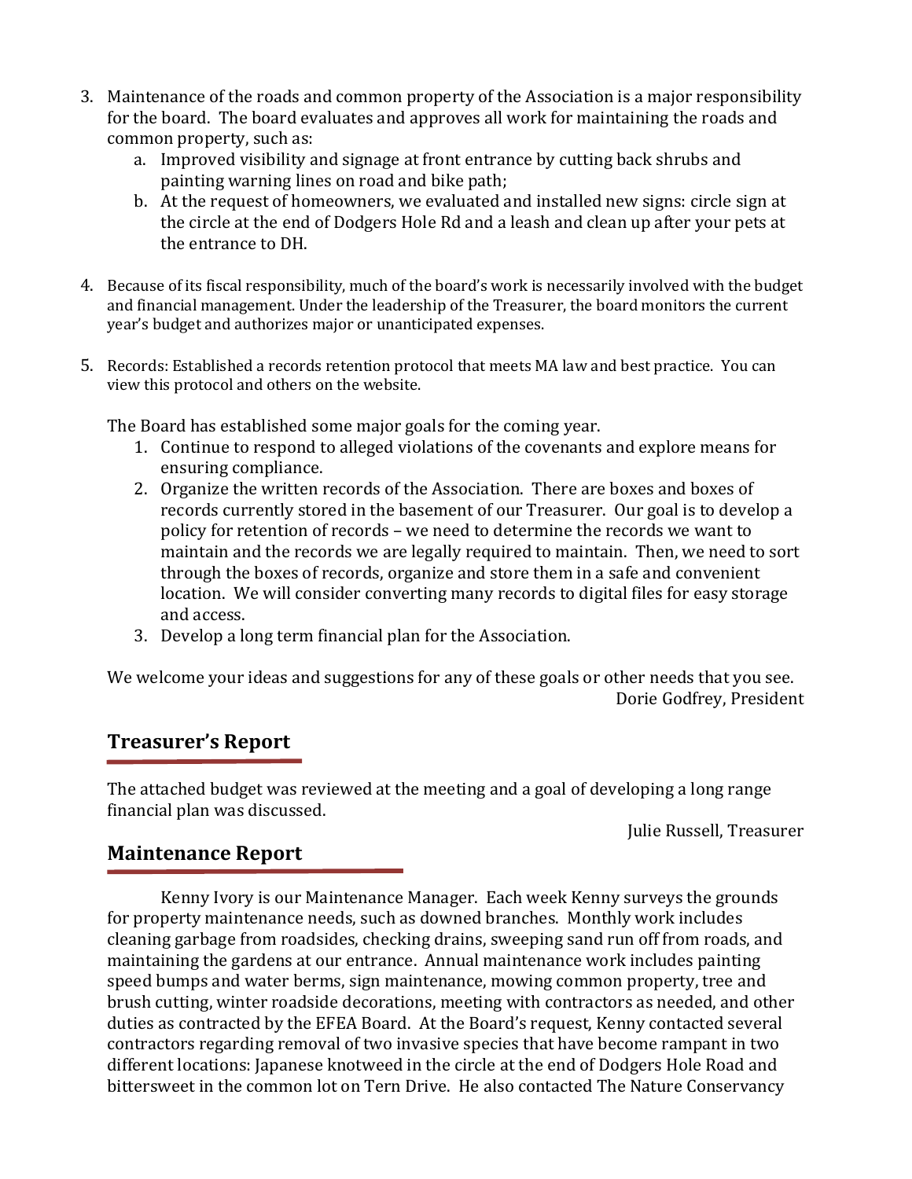3. Maintenance of the roads and common property of the Association is a major responsibility for the board. The board evaluates and approves all work for maintaining the roads and common property, such as:
   a. Improved visibility and signage at front entrance by cutting back shrubs and painting warning lines on road and bike path;
   b. At the request of homeowners, we evaluated and installed new signs: circle sign at the circle at the end of Dodgers Hole Rd and a leash and clean up after your pets at the entrance to DH.

4. Because of its fiscal responsibility, much of the board's work is necessarily involved with the budget and financial management. Under the leadership of the Treasurer, the board monitors the current year's budget and authorizes major or unanticipated expenses.

5. Records: Established a records retention protocol that meets MA law and best practice. You can view this protocol and others on the website.

The Board has established some major goals for the coming year.

1. Continue to respond to alleged violations of the covenants and explore means for ensuring compliance.
2. Organize the written records of the Association. There are boxes and boxes of records currently stored in the basement of our Treasurer. Our goal is to develop a policy for retention of records – we need to determine the records we want to maintain and the records we are legally required to maintain. Then, we need to sort through the boxes of records, organize and store them in a safe and convenient location. We will consider converting many records to digital files for easy storage and access.
3. Develop a long term financial plan for the Association.

We welcome your ideas and suggestions for any of these goals or other needs that you see.

Dorie Godfrey, President

## Treasurer's Report

The attached budget was reviewed at the meeting and a goal of developing a long range financial plan was discussed.

Julie Russell, Treasurer

## Maintenance Report

Kenny Ivory is our Maintenance Manager. Each week Kenny surveys the grounds for property maintenance needs, such as downed branches. Monthly work includes cleaning garbage from roadsides, checking drains, sweeping sand run off from roads, and maintaining the gardens at our entrance. Annual maintenance work includes painting speed bumps and water berms, sign maintenance, mowing common property, tree and brush cutting, winter roadside decorations, meeting with contractors as needed, and other duties as contracted by the EFEA Board. At the Board's request, Kenny contacted several contractors regarding removal of two invasive species that have become rampant in two different locations: Japanese knotweed in the circle at the end of Dodgers Hole Road and bittersweet in the common lot on Tern Drive. He also contacted The Nature Conservancy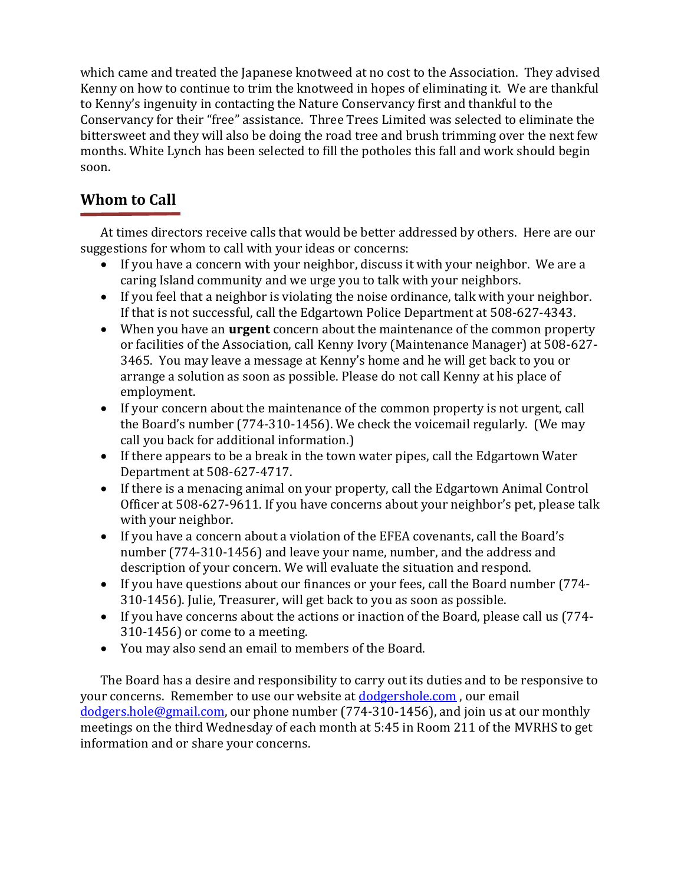which came and treated the Japanese knotweed at no cost to the Association. They advised Kenny on how to continue to trim the knotweed in hopes of eliminating it. We are thankful to Kenny's ingenuity in contacting the Nature Conservancy first and thankful to the Conservancy for their "free" assistance. Three Trees Limited was selected to eliminate the bittersweet and they will also be doing the road tree and brush trimming over the next few months. White Lynch has been selected to fill the potholes this fall and work should begin soon.

## Whom to Call

At times directors receive calls that would be better addressed by others. Here are our suggestions for whom to call with your ideas or concerns:

- If you have a concern with your neighbor, discuss it with your neighbor. We are a caring Island community and we urge you to talk with your neighbors.
- If you feel that a neighbor is violating the noise ordinance, talk with your neighbor. If that is not successful, call the Edgartown Police Department at 508-627-4343.
- When you have an **urgent** concern about the maintenance of the common property or facilities of the Association, call Kenny Ivory (Maintenance Manager) at 508-627-3465. You may leave a message at Kenny's home and he will get back to you or arrange a solution as soon as possible. Please do not call Kenny at his place of employment.
- If your concern about the maintenance of the common property is not urgent, call the Board's number (774-310-1456). We check the voicemail regularly. (We may call you back for additional information.)
- If there appears to be a break in the town water pipes, call the Edgartown Water Department at 508-627-4717.
- If there is a menacing animal on your property, call the Edgartown Animal Control Officer at 508-627-9611. If you have concerns about your neighbor's pet, please talk with your neighbor.
- If you have a concern about a violation of the EFEA covenants, call the Board's number (774-310-1456) and leave your name, number, and the address and description of your concern. We will evaluate the situation and respond.
- If you have questions about our finances or your fees, call the Board number (774-310-1456). Julie, Treasurer, will get back to you as soon as possible.
- If you have concerns about the actions or inaction of the Board, please call us (774-310-1456) or come to a meeting.
- You may also send an email to members of the Board.

The Board has a desire and responsibility to carry out its duties and to be responsive to your concerns. Remember to use our website at [dodgershole.com](dodgershole.com) , our email [dodgers.hole@gmail.com](mailto:dodgers.hole@gmail.com), our phone number (774-310-1456), and join us at our monthly meetings on the third Wednesday of each month at 5:45 in Room 211 of the MVRHS to get information and or share your concerns.